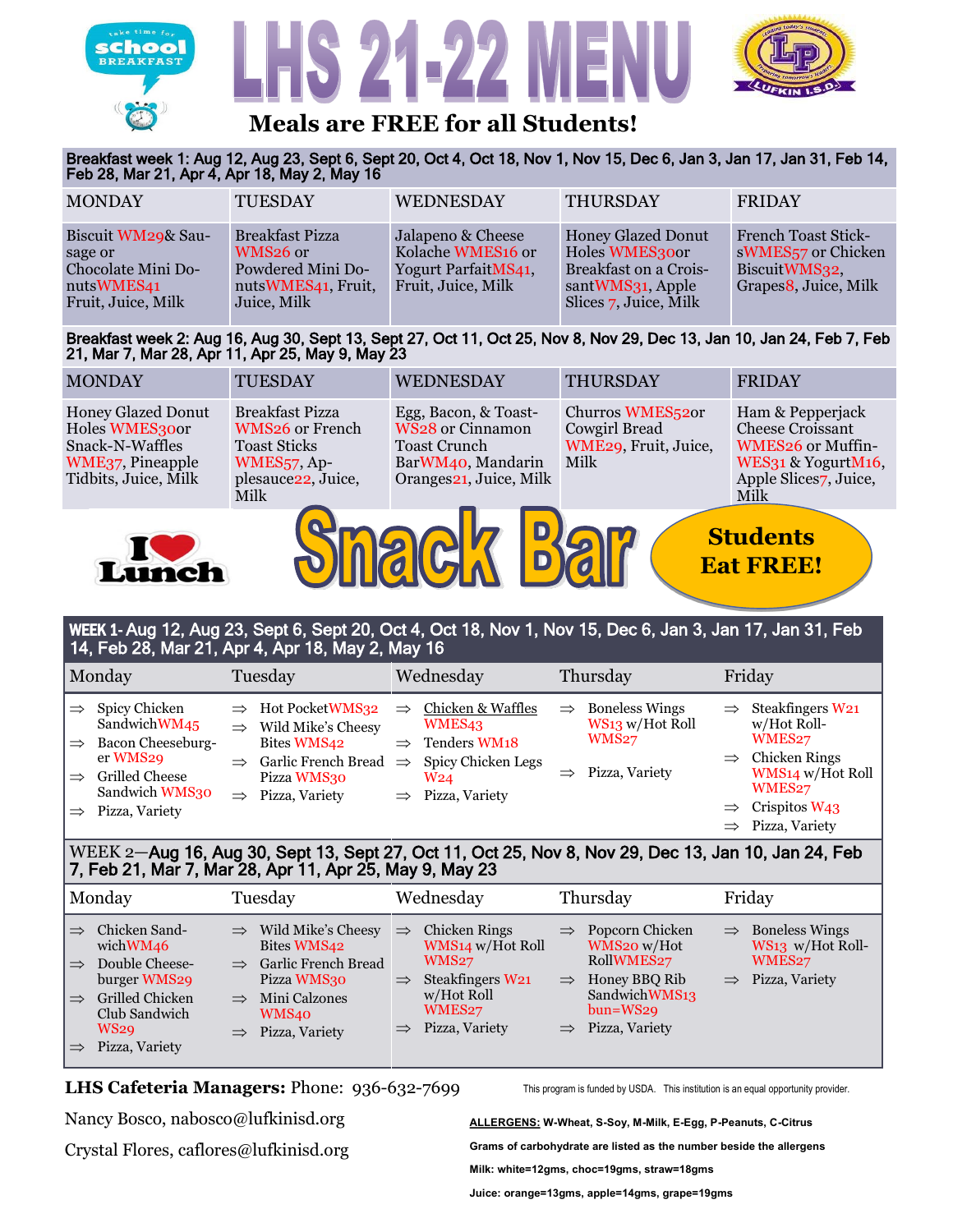# LHS 21-22 MENU

take time for **school BREAKFAST**

## Meals are FREE for all Students!

**Breakfast week 1: Aug 12, Aug 23, Sept 6, Sept 20, Oct 4, Oct 18, Nov 1, Nov 15, Dec 6, Jan 3, Jan 17, Jan 31, Feb 14, Feb 28, Mar 21, Apr 4, Apr 18, May 2, May 16**

| MONDAY | TUESDAY | WEDNESDAY | THURSDAY | FRIDAY |
|---|---|---|---|---|
| Biscuit WM29& Sausage or Chocolate Mini Donuts WMES41 Fruit, Juice, Milk | Breakfast Pizza WMS26 or Powdered Mini Donuts WMES41, Fruit, Juice, Milk | Jalapeno & Cheese Kolache WMES16 or Yogurt Parfait MS41, Fruit, Juice, Milk | Honey Glazed Donut Holes WMES30or Breakfast on a Croissant WMS31, Apple Slices 7, Juice, Milk | French Toast Sticks WMES57 or Chicken Biscuit WMS32, Grapes8, Juice, Milk |

**Breakfast week 2: Aug 16, Aug 30, Sept 13, Sept 27, Oct 11, Oct 25, Nov 8, Nov 29, Dec 13, Jan 10, Jan 24, Feb 7, Feb 21, Mar 7, Mar 28, Apr 11, Apr 25, May 9, May 23**

| MONDAY | TUESDAY | WEDNESDAY | THURSDAY | FRIDAY |
|---|---|---|---|---|
| Honey Glazed Donut Holes WMES30or Snack-N-Waffles WME37, Pineapple Tidbits, Juice, Milk | Breakfast Pizza WMS26 or French Toast Sticks WMES57, Applesauce22, Juice, Milk | Egg, Bacon, & Toast-WS28 or Cinnamon Toast Crunch Bar WM40, Mandarin Oranges21, Juice, Milk | Churros WMES52or Cowgirl Bread WME29, Fruit, Juice, Milk | Ham & Pepperjack Cheese Croissant WMES26 or Muffin-WES31 & Yogurt M16, Apple Slices7, Juice, Milk |

# I ❤ Lunch — Snack Bar

**Students Eat FREE!**

**WEEK 1- Aug 12, Aug 23, Sept 6, Sept 20, Oct 4, Oct 18, Nov 1, Nov 15, Dec 6, Jan 3, Jan 17, Jan 31, Feb 14, Feb 28, Mar 21, Apr 4, Apr 18, May 2, May 16**

| Monday | Tuesday | Wednesday | Thursday | Friday |
|---|---|---|---|---|
| ⇒ Spicy Chicken Sandwich WM45<br>⇒ Bacon Cheeseburger WMS29<br>⇒ Grilled Cheese Sandwich WMS30<br>⇒ Pizza, Variety | ⇒ Hot Pocket WMS32<br>⇒ Wild Mike's Cheesy Bites WMS42<br>⇒ Garlic French Bread Pizza WMS30<br>⇒ Pizza, Variety | ⇒ Chicken & Waffles WMES43<br>⇒ Tenders WM18<br>⇒ Spicy Chicken Legs W24<br>⇒ Pizza, Variety | ⇒ Boneless Wings WS13 w/Hot Roll WMS27<br>⇒ Pizza, Variety | ⇒ Steakfingers W21 w/Hot Roll-WMES27<br>⇒ Chicken Rings WMS14 w/Hot Roll WMES27<br>⇒ Crispitos W43<br>⇒ Pizza, Variety |

**WEEK 2—Aug 16, Aug 30, Sept 13, Sept 27, Oct 11, Oct 25, Nov 8, Nov 29, Dec 13, Jan 10, Jan 24, Feb 7, Feb 21, Mar 7, Mar 28, Apr 11, Apr 25, May 9, May 23**

| Monday | Tuesday | Wednesday | Thursday | Friday |
|---|---|---|---|---|
| ⇒ Chicken Sandwich WM46<br>⇒ Double Cheeseburger WMS29<br>⇒ Grilled Chicken Club Sandwich WS29<br>⇒ Pizza, Variety | ⇒ Wild Mike's Cheesy Bites WMS42<br>⇒ Garlic French Bread Pizza WMS30<br>⇒ Mini Calzones WMS40<br>⇒ Pizza, Variety | ⇒ Chicken Rings WMS14 w/Hot Roll WMS27<br>⇒ Steakfingers W21 w/Hot Roll WMES27<br>⇒ Pizza, Variety | ⇒ Popcorn Chicken WMS20 w/Hot Roll WMES27<br>⇒ Honey BBQ Rib Sandwich WMS13 bun=WS29<br>⇒ Pizza, Variety | ⇒ Boneless Wings WS13 w/Hot Roll-WMES27<br>⇒ Pizza, Variety |

**LHS Cafeteria Managers:** Phone: 936-632-7699

Nancy Bosco, nabosco@lufkinisd.org

Crystal Flores, caflores@lufkinisd.org

This program is funded by USDA. This institution is an equal opportunity provider.

**ALLERGENS: W-Wheat, S-Soy, M-Milk, E-Egg, P-Peanuts, C-Citrus**

**Grams of carbohydrate are listed as the number beside the allergens**

**Milk: white=12gms, choc=19gms, straw=18gms**

**Juice: orange=13gms, apple=14gms, grape=19gms**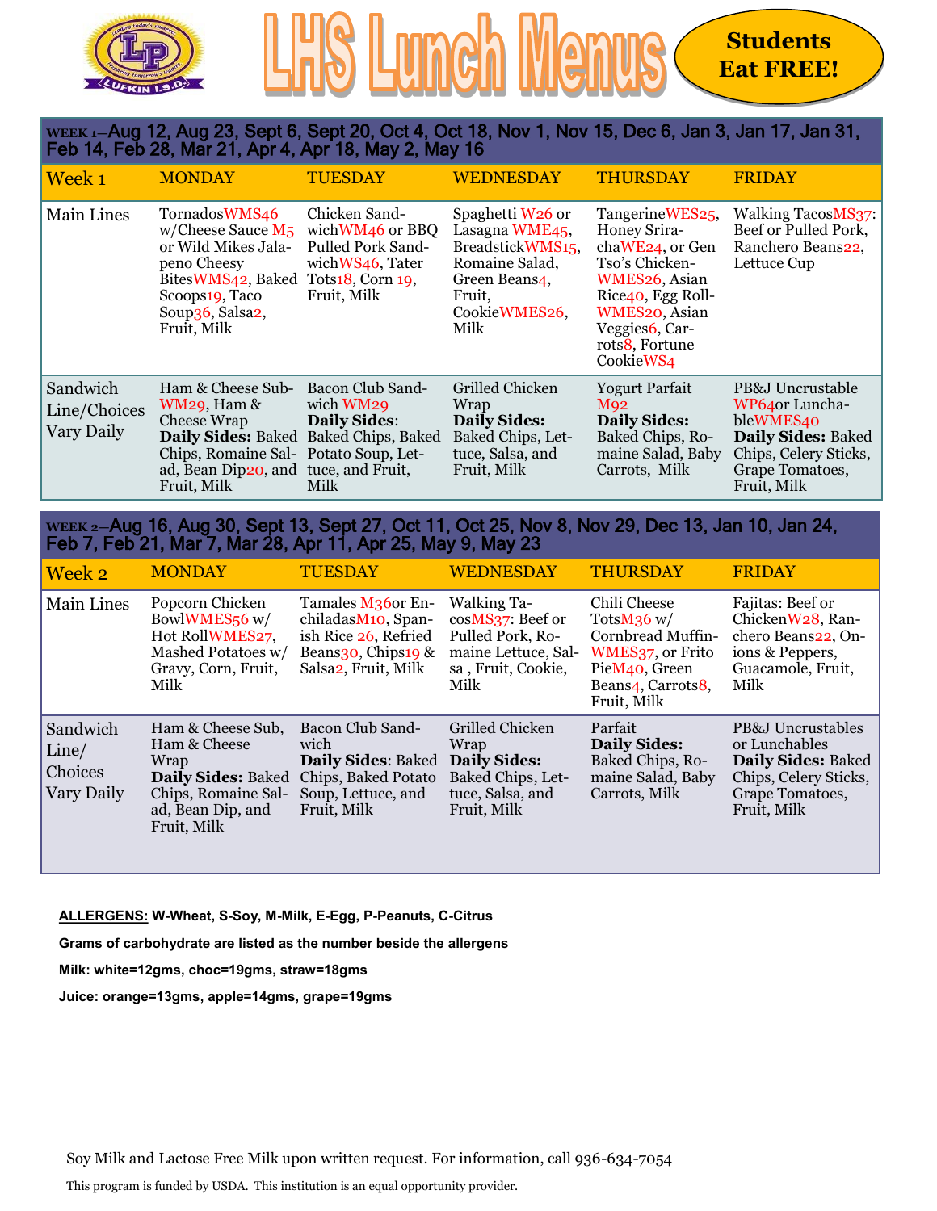# LHS Lunch Menus

**Students Eat FREE!**

## WEEK 1—Aug 12, Aug 23, Sept 6, Sept 20, Oct 4, Oct 18, Nov 1, Nov 15, Dec 6, Jan 3, Jan 17, Jan 31, Feb 14, Feb 28, Mar 21, Apr 4, Apr 18, May 2, May 16

| Week 1 | MONDAY | TUESDAY | WEDNESDAY | THURSDAY | FRIDAY |
|---|---|---|---|---|---|
| Main Lines | TornadosWMS46 w/Cheese Sauce M5 or Wild Mikes Jalapeno Cheesy BitesWMS42, Baked Scoops19, Taco Soup36, Salsa2, Fruit, Milk | Chicken SandwichWM46 or BBQ Pulled Pork SandwichWS46, Tater Tots18, Corn 19, Fruit, Milk | Spaghetti W26 or Lasagna WME45, BreadstickWMS15, Romaine Salad, Green Beans4, Fruit, CookieWMES26, Milk | TangerineWES25, Honey SrirachaWE24, or Gen Tso's Chicken-WMES26, Asian Rice40, Egg Roll-WMES20, Asian Veggies6, Carrots8, Fortune CookieWS4 | Walking TacosMS37: Beef or Pulled Pork, Ranchero Beans22, Lettuce Cup |
| Sandwich Line/Choices Vary Daily | Ham & Cheese Sub-WM29, Ham & Cheese Wrap **Daily Sides:** Baked Chips, Romaine Salad, Bean Dip20, and Fruit, Milk | Bacon Club Sandwich WM29 **Daily Sides**: Baked Chips, Baked Potato Soup, Lettuce, and Fruit, Milk | Grilled Chicken Wrap **Daily Sides:** Baked Chips, Lettuce, Salsa, and Fruit, Milk | Yogurt Parfait M92 **Daily Sides:** Baked Chips, Romaine Salad, Baby Carrots, Milk | PB&J Uncrustable WP64or LunchableWMES40 **Daily Sides:** Baked Chips, Celery Sticks, Grape Tomatoes, Fruit, Milk |

## WEEK 2—Aug 16, Aug 30, Sept 13, Sept 27, Oct 11, Oct 25, Nov 8, Nov 29, Dec 13, Jan 10, Jan 24, Feb 7, Feb 21, Mar 7, Mar 28, Apr 11, Apr 25, May 9, May 23

| Week 2 | MONDAY | TUESDAY | WEDNESDAY | THURSDAY | FRIDAY |
|---|---|---|---|---|---|
| Main Lines | Popcorn Chicken BowlWMES56 w/ Hot RollWMES27, Mashed Potatoes w/ Gravy, Corn, Fruit, Milk | Tamales M36or EnchiladasM10, Spanish Rice 26, Refried Beans30, Chips19 & Salsa2, Fruit, Milk | Walking TacosMS37: Beef or Pulled Pork, Romaine Lettuce, Salsa , Fruit, Cookie, Milk | Chili Cheese TotsM36 w/ Cornbread Muffin-WMES37, or Frito PieM40, Green Beans4, Carrots8, Fruit, Milk | Fajitas: Beef or ChickenW28, Ranchero Beans22, Onions & Peppers, Guacamole, Fruit, Milk |
| Sandwich Line/ Choices Vary Daily | Ham & Cheese Sub, Ham & Cheese Wrap **Daily Sides:** Baked Chips, Romaine Salad, Bean Dip, and Fruit, Milk | Bacon Club Sandwich **Daily Sides**: Baked Chips, Baked Potato Soup, Lettuce, and Fruit, Milk | Grilled Chicken Wrap **Daily Sides:** Baked Chips, Lettuce, Salsa, and Fruit, Milk | Parfait **Daily Sides:** Baked Chips, Romaine Salad, Baby Carrots, Milk | PB&J Uncrustables or Lunchables **Daily Sides:** Baked Chips, Celery Sticks, Grape Tomatoes, Fruit, Milk |

**ALLERGENS: W-Wheat, S-Soy, M-Milk, E-Egg, P-Peanuts, C-Citrus**

**Grams of carbohydrate are listed as the number beside the allergens**

**Milk: white=12gms, choc=19gms, straw=18gms**

**Juice: orange=13gms, apple=14gms, grape=19gms**

Soy Milk and Lactose Free Milk upon written request. For information, call 936-634-7054

This program is funded by USDA. This institution is an equal opportunity provider.